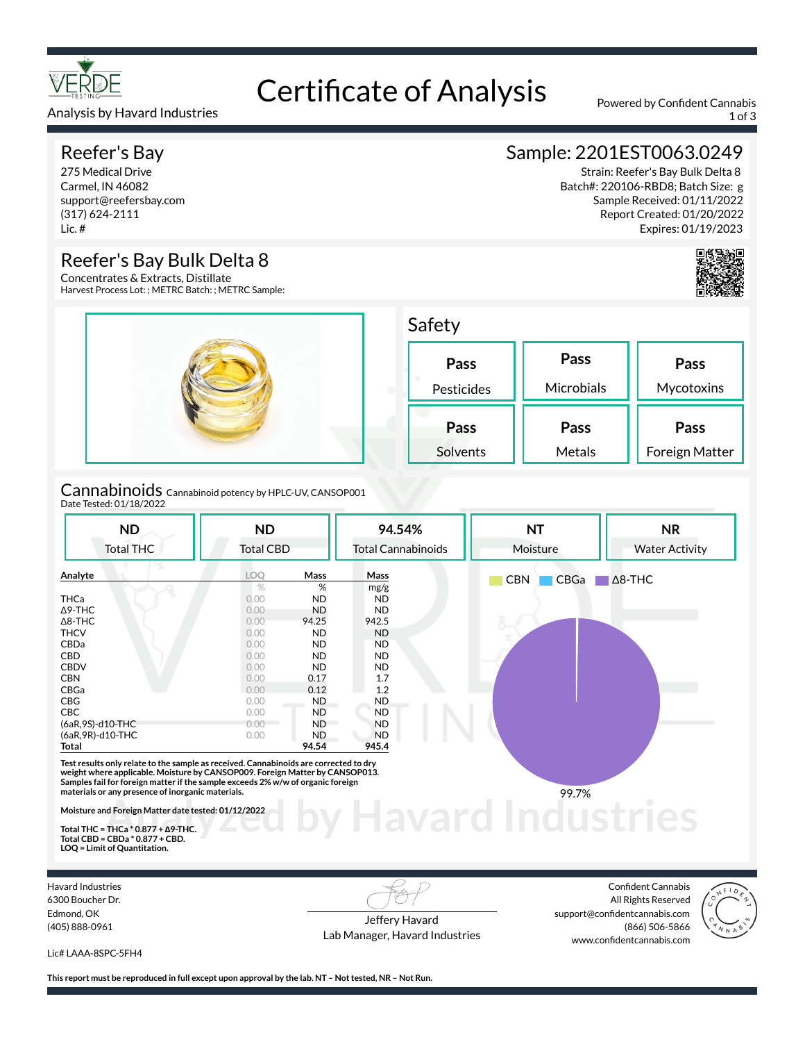# Certificate of Analysis

VERDE TESTING

Analysis by Havard Industries

Powered by Confident Cannabis

## Reefer's Bay

275 Medical Drive
Carmel, IN 46082
support@reefersbay.com
(317) 624-2111
Lic. #

## Sample: 2201EST0063.0249

Strain: Reefer's Bay Bulk Delta 8
Batch#: 220106-RBD8; Batch Size: g
Sample Received: 01/11/2022
Report Created: 01/20/2022
Expires: 01/19/2023

## Reefer's Bay Bulk Delta 8

Concentrates & Extracts, Distillate
Harvest Process Lot: ; METRC Batch: ; METRC Sample:

## Safety

| Pesticides | Microbials | Mycotoxins |
|---|---|---|
| Pass | Pass | Pass |

| Solvents | Metals | Foreign Matter |
|---|---|---|
| Pass | Pass | Pass |

## Cannabinoids

Cannabinoid potency by HPLC-UV, CANSOP001
Date Tested: 01/18/2022

| Total THC | Total CBD | Total Cannabinoids | Moisture | Water Activity |
|---|---|---|---|---|
| ND | ND | 94.54% | NT | NR |

| Analyte | LOQ | Mass | Mass |
|---|---|---|---|
| | % | % | mg/g |
| THCa | 0.00 | ND | ND |
| Δ9-THC | 0.00 | ND | ND |
| Δ8-THC | 0.00 | 94.25 | 942.5 |
| THCV | 0.00 | ND | ND |
| CBDa | 0.00 | ND | ND |
| CBD | 0.00 | ND | ND |
| CBDV | 0.00 | ND | ND |
| CBN | 0.00 | 0.17 | 1.7 |
| CBGa | 0.00 | 0.12 | 1.2 |
| CBG | 0.00 | ND | ND |
| CBC | 0.00 | ND | ND |
| (6aR,9S)-d10-THC | 0.00 | ND | ND |
| (6aR,9R)-d10-THC | 0.00 | ND | ND |
| **Total** | | **94.54** | **945.4** |

CBN, CBGa, Δ8-THC: 99.7%

**Test results only relate to the sample as received. Cannabinoids are corrected to dry weight where applicable. Moisture by CANSOP009. Foreign Matter by CANSOP013. Samples fail for foreign matter if the sample exceeds 2% w/w of organic foreign materials or any presence of inorganic materials.**

**Moisture and Foreign Matter date tested: 01/12/2022**

**Total THC = THCa * 0.877 + Δ9-THC.**
**Total CBD = CBDa * 0.877 + CBD.**
**LOQ = Limit of Quantitation.**

Havard Industries
6300 Boucher Dr.
Edmond, OK
(405) 888-0961

Lic# LAAA-8SPC-5FH4

Jeffery Havard
Lab Manager, Havard Industries

Confident Cannabis
All Rights Reserved
support@confidentcannabis.com
(866) 506-5866
www.confidentcannabis.com

**This report must be reproduced in full except upon approval by the lab. NT – Not tested, NR – Not Run.**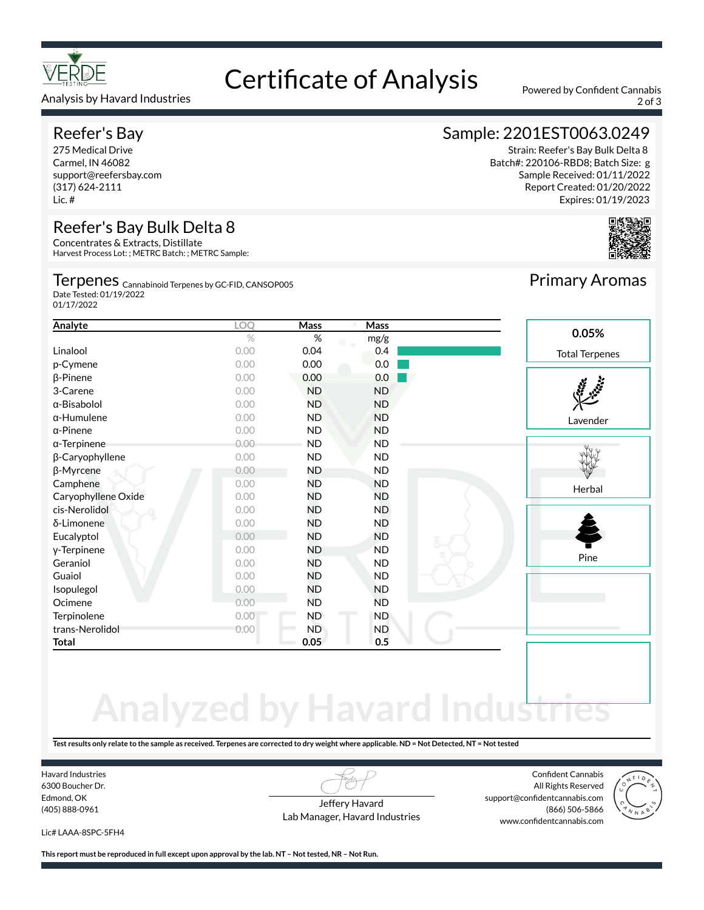Analysis by Havard Industries

# Certificate of Analysis

Powered by Confident Cannabis

## Reefer's Bay

275 Medical Drive
Carmel, IN 46082
support@reefersbay.com
(317) 624-2111
Lic. #

## Sample: 2201EST0063.0249

Strain: Reefer's Bay Bulk Delta 8
Batch#: 220106-RBD8; Batch Size: g
Sample Received: 01/11/2022
Report Created: 01/20/2022
Expires: 01/19/2023

## Reefer's Bay Bulk Delta 8

Concentrates & Extracts, Distillate
Harvest Process Lot: ; METRC Batch: ; METRC Sample:

## Terpenes

Cannabinoid Terpenes by GC-FID, CANSOP005
Date Tested: 01/19/2022
01/17/2022

| Analyte | LOQ | Mass | Mass |
|---|---|---|---|
| | % | % | mg/g |
| Linalool | 0.00 | 0.04 | 0.4 |
| p-Cymene | 0.00 | 0.00 | 0.0 |
| β-Pinene | 0.00 | 0.00 | 0.0 |
| 3-Carene | 0.00 | ND | ND |
| α-Bisabolol | 0.00 | ND | ND |
| α-Humulene | 0.00 | ND | ND |
| α-Pinene | 0.00 | ND | ND |
| α-Terpinene | 0.00 | ND | ND |
| β-Caryophyllene | 0.00 | ND | ND |
| β-Myrcene | 0.00 | ND | ND |
| Camphene | 0.00 | ND | ND |
| Caryophyllene Oxide | 0.00 | ND | ND |
| cis-Nerolidol | 0.00 | ND | ND |
| δ-Limonene | 0.00 | ND | ND |
| Eucalyptol | 0.00 | ND | ND |
| γ-Terpinene | 0.00 | ND | ND |
| Geraniol | 0.00 | ND | ND |
| Guaiol | 0.00 | ND | ND |
| Isopulegol | 0.00 | ND | ND |
| Ocimene | 0.00 | ND | ND |
| Terpinolene | 0.00 | ND | ND |
| trans-Nerolidol | 0.00 | ND | ND |
| **Total** | | **0.05** | **0.5** |

## Primary Aromas

**0.05%**
Total Terpenes

Lavender

Herbal

Pine

**Test results only relate to the sample as received. Terpenes are corrected to dry weight where applicable. ND = Not Detected, NT = Not tested**

Havard Industries
6300 Boucher Dr.
Edmond, OK
(405) 888-0961

Lic# LAAA-8SPC-5FH4

Jeffery Havard
Lab Manager, Havard Industries

Confident Cannabis
All Rights Reserved
support@confidentcannabis.com
(866) 506-5866
www.confidentcannabis.com

**This report must be reproduced in full except upon approval by the lab. NT – Not tested, NR – Not Run.**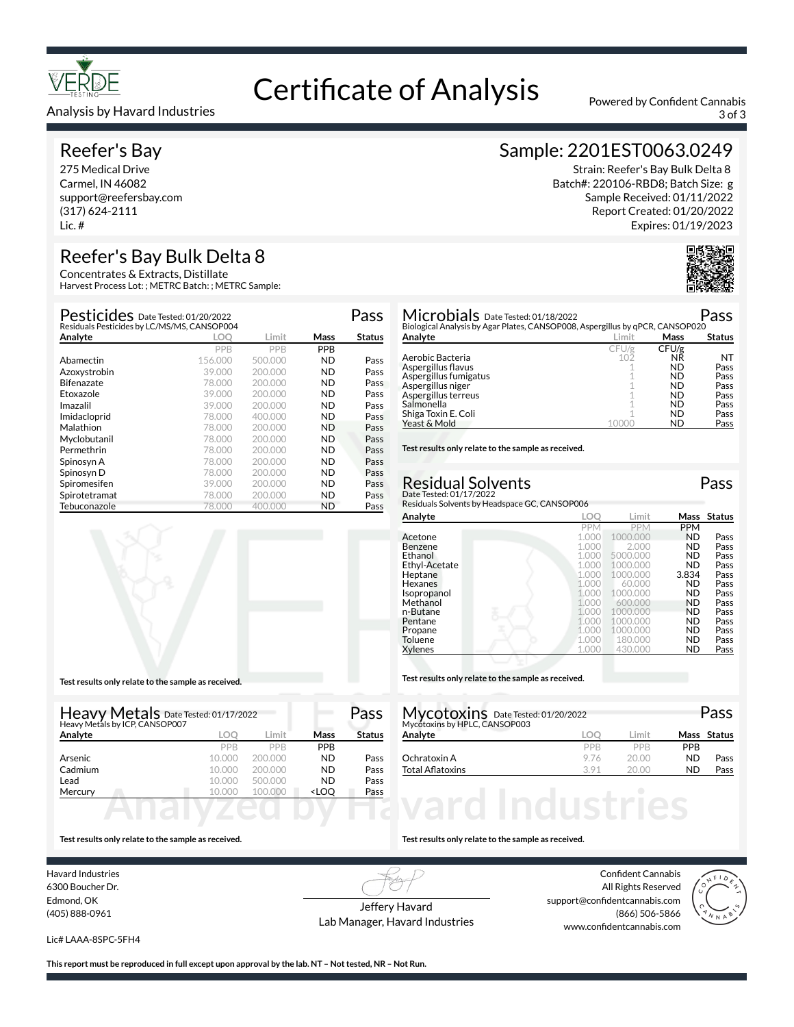# Certificate of Analysis

Analysis by Havard Industries

Powered by Confident Cannabis

## Reefer's Bay

275 Medical Drive
Carmel, IN 46082
support@reefersbay.com
(317) 624-2111
Lic. #

## Sample: 2201EST0063.0249

Strain: Reefer's Bay Bulk Delta 8
Batch#: 220106-RBD8; Batch Size: g
Sample Received: 01/11/2022
Report Created: 01/20/2022
Expires: 01/19/2023

## Reefer's Bay Bulk Delta 8

Concentrates & Extracts, Distillate
Harvest Process Lot: ; METRC Batch: ; METRC Sample:

### Pesticides — Pass

Date Tested: 01/20/2022
Residuals Pesticides by LC/MS/MS, CANSOP004

| Analyte | LOQ | Limit | Mass | Status |
|---|---|---|---|---|
| | PPB | PPB | PPB | |
| Abamectin | 156.000 | 500.000 | ND | Pass |
| Azoxystrobin | 39.000 | 200.000 | ND | Pass |
| Bifenazate | 78.000 | 200.000 | ND | Pass |
| Etoxazole | 39.000 | 200.000 | ND | Pass |
| Imazalil | 39.000 | 200.000 | ND | Pass |
| Imidacloprid | 78.000 | 400.000 | ND | Pass |
| Malathion | 78.000 | 200.000 | ND | Pass |
| Myclobutanil | 78.000 | 200.000 | ND | Pass |
| Permethrin | 78.000 | 200.000 | ND | Pass |
| Spinosyn A | 78.000 | 200.000 | ND | Pass |
| Spinosyn D | 78.000 | 200.000 | ND | Pass |
| Spiromesifen | 39.000 | 200.000 | ND | Pass |
| Spirotetramat | 78.000 | 200.000 | ND | Pass |
| Tebuconazole | 78.000 | 400.000 | ND | Pass |

**Test results only relate to the sample as received.**

### Microbials — Pass

Date Tested: 01/18/2022
Biological Analysis by Agar Plates, CANSOP008, Aspergillus by qPCR, CANSOP020

| Analyte | Limit | Mass | Status |
|---|---|---|---|
| | CFU/g | CFU/g | |
| Aerobic Bacteria | 102 | NR | NT |
| Aspergillus flavus | 1 | ND | Pass |
| Aspergillus fumigatus | 1 | ND | Pass |
| Aspergillus niger | 1 | ND | Pass |
| Aspergillus terreus | 1 | ND | Pass |
| Salmonella | 1 | ND | Pass |
| Shiga Toxin E. Coli | 1 | ND | Pass |
| Yeast & Mold | 10000 | ND | Pass |

**Test results only relate to the sample as received.**

### Residual Solvents — Pass

Date Tested: 01/17/2022
Residuals Solvents by Headspace GC, CANSOP006

| Analyte | LOQ | Limit | Mass | Status |
|---|---|---|---|---|
| | PPM | PPM | PPM | |
| Acetone | 1.000 | 1000.000 | ND | Pass |
| Benzene | 1.000 | 2.000 | ND | Pass |
| Ethanol | 1.000 | 5000.000 | ND | Pass |
| Ethyl-Acetate | 1.000 | 1000.000 | ND | Pass |
| Heptane | 1.000 | 1000.000 | 3.834 | Pass |
| Hexanes | 1.000 | 60.000 | ND | Pass |
| Isopropanol | 1.000 | 1000.000 | ND | Pass |
| Methanol | 1.000 | 600.000 | ND | Pass |
| n-Butane | 1.000 | 1000.000 | ND | Pass |
| Pentane | 1.000 | 1000.000 | ND | Pass |
| Propane | 1.000 | 1000.000 | ND | Pass |
| Toluene | 1.000 | 180.000 | ND | Pass |
| Xylenes | 1.000 | 430.000 | ND | Pass |

**Test results only relate to the sample as received.**

### Heavy Metals — Pass

Date Tested: 01/17/2022
Heavy Metals by ICP, CANSOP007

| Analyte | LOQ | Limit | Mass | Status |
|---|---|---|---|---|
| | PPB | PPB | PPB | |
| Arsenic | 10.000 | 200.000 | ND | Pass |
| Cadmium | 10.000 | 200.000 | ND | Pass |
| Lead | 10.000 | 500.000 | ND | Pass |
| Mercury | 10.000 | 100.000 | <LOQ | Pass |

**Test results only relate to the sample as received.**

### Mycotoxins — Pass

Date Tested: 01/20/2022
Mycotoxins by HPLC, CANSOP003

| Analyte | LOQ | Limit | Mass | Status |
|---|---|---|---|---|
| | PPB | PPB | PPB | |
| Ochratoxin A | 9.76 | 20.00 | ND | Pass |
| Total Aflatoxins | 3.91 | 20.00 | ND | Pass |

**Test results only relate to the sample as received.**

Havard Industries
6300 Boucher Dr.
Edmond, OK
(405) 888-0961

Lic# LAAA-8SPC-5FH4

Jeffery Havard
Lab Manager, Havard Industries

Confident Cannabis
All Rights Reserved
support@confidentcannabis.com
(866) 506-5866
www.confidentcannabis.com

**This report must be reproduced in full except upon approval by the lab. NT – Not tested, NR – Not Run.**